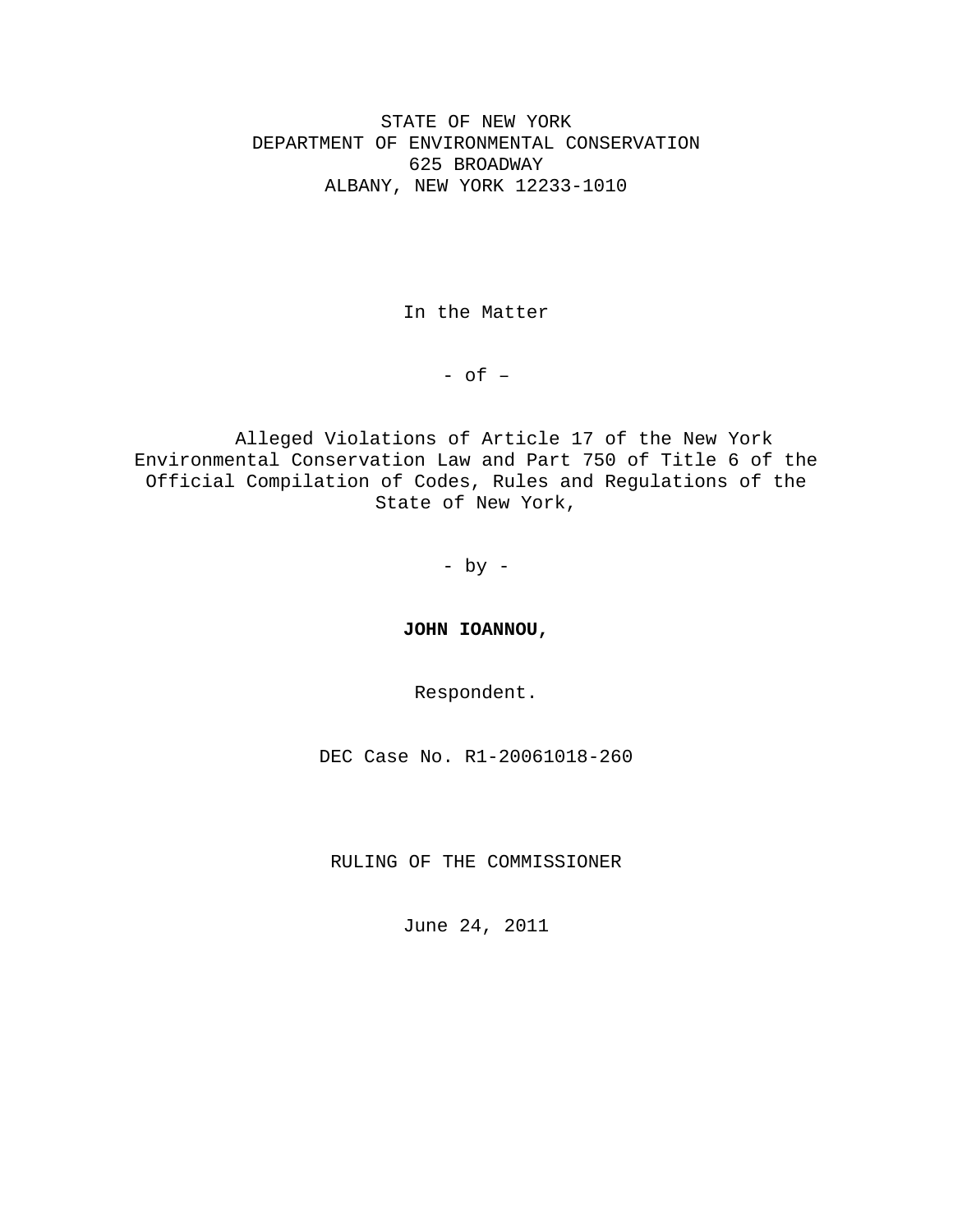STATE OF NEW YORK
DEPARTMENT OF ENVIRONMENTAL CONSERVATION
625 BROADWAY
ALBANY, NEW YORK 12233-1010

In the Matter

- of –

Alleged Violations of Article 17 of the New York Environmental Conservation Law and Part 750 of Title 6 of the Official Compilation of Codes, Rules and Regulations of the State of New York,

- by -

**JOHN IOANNOU,**

Respondent.

DEC Case No. R1-20061018-260

RULING OF THE COMMISSIONER

June 24, 2011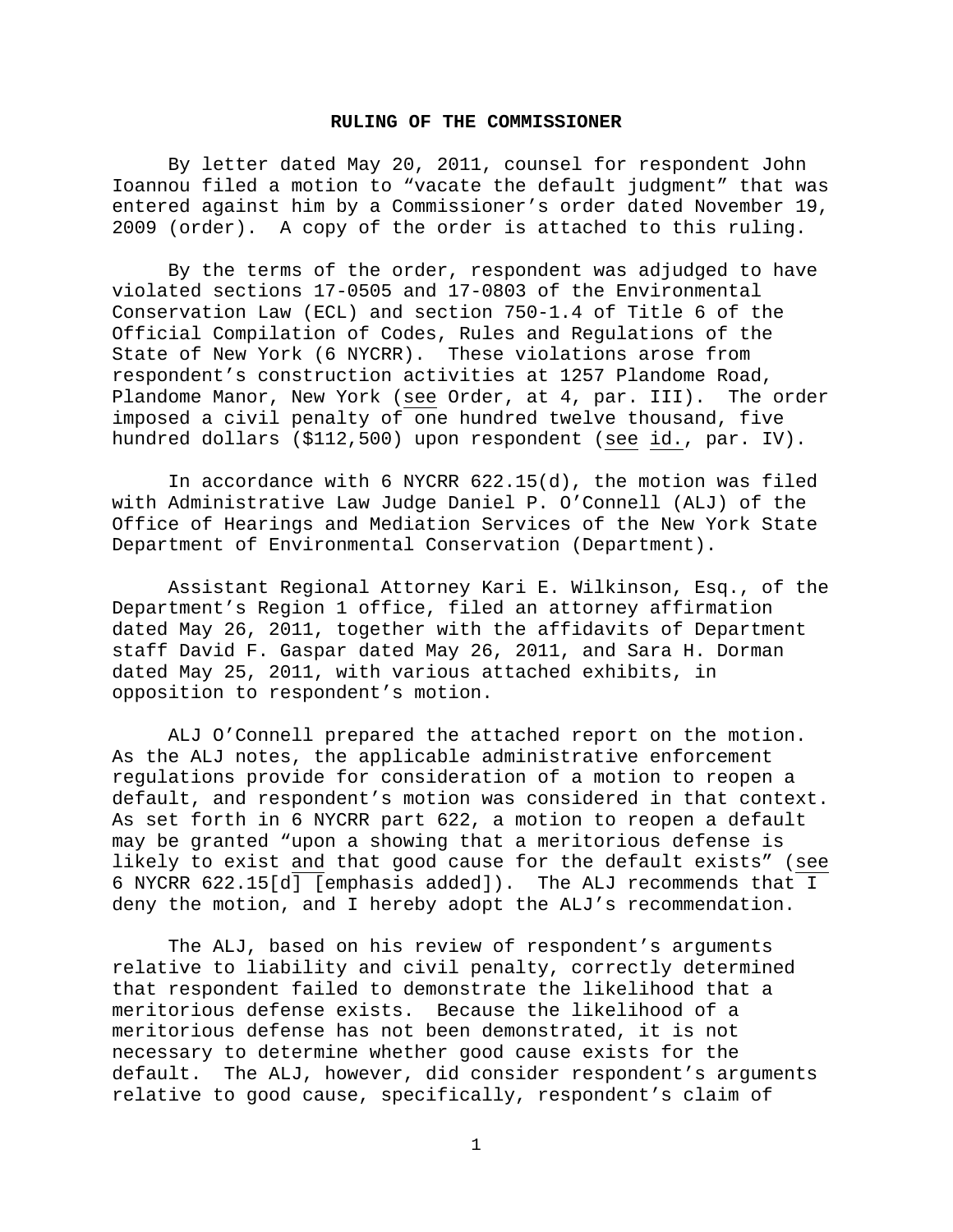**RULING OF THE COMMISSIONER**

By letter dated May 20, 2011, counsel for respondent John Ioannou filed a motion to "vacate the default judgment" that was entered against him by a Commissioner's order dated November 19, 2009 (order). A copy of the order is attached to this ruling.

By the terms of the order, respondent was adjudged to have violated sections 17-0505 and 17-0803 of the Environmental Conservation Law (ECL) and section 750-1.4 of Title 6 of the Official Compilation of Codes, Rules and Regulations of the State of New York (6 NYCRR). These violations arose from respondent's construction activities at 1257 Plandome Road, Plandome Manor, New York (see Order, at 4, par. III). The order imposed a civil penalty of one hundred twelve thousand, five hundred dollars ($112,500) upon respondent (see id., par. IV).

In accordance with 6 NYCRR 622.15(d), the motion was filed with Administrative Law Judge Daniel P. O'Connell (ALJ) of the Office of Hearings and Mediation Services of the New York State Department of Environmental Conservation (Department).

Assistant Regional Attorney Kari E. Wilkinson, Esq., of the Department's Region 1 office, filed an attorney affirmation dated May 26, 2011, together with the affidavits of Department staff David F. Gaspar dated May 26, 2011, and Sara H. Dorman dated May 25, 2011, with various attached exhibits, in opposition to respondent's motion.

ALJ O'Connell prepared the attached report on the motion. As the ALJ notes, the applicable administrative enforcement regulations provide for consideration of a motion to reopen a default, and respondent's motion was considered in that context. As set forth in 6 NYCRR part 622, a motion to reopen a default may be granted "upon a showing that a meritorious defense is likely to exist and that good cause for the default exists" (see 6 NYCRR 622.15[d] [emphasis added]). The ALJ recommends that I deny the motion, and I hereby adopt the ALJ's recommendation.

The ALJ, based on his review of respondent's arguments relative to liability and civil penalty, correctly determined that respondent failed to demonstrate the likelihood that a meritorious defense exists. Because the likelihood of a meritorious defense has not been demonstrated, it is not necessary to determine whether good cause exists for the default. The ALJ, however, did consider respondent's arguments relative to good cause, specifically, respondent's claim of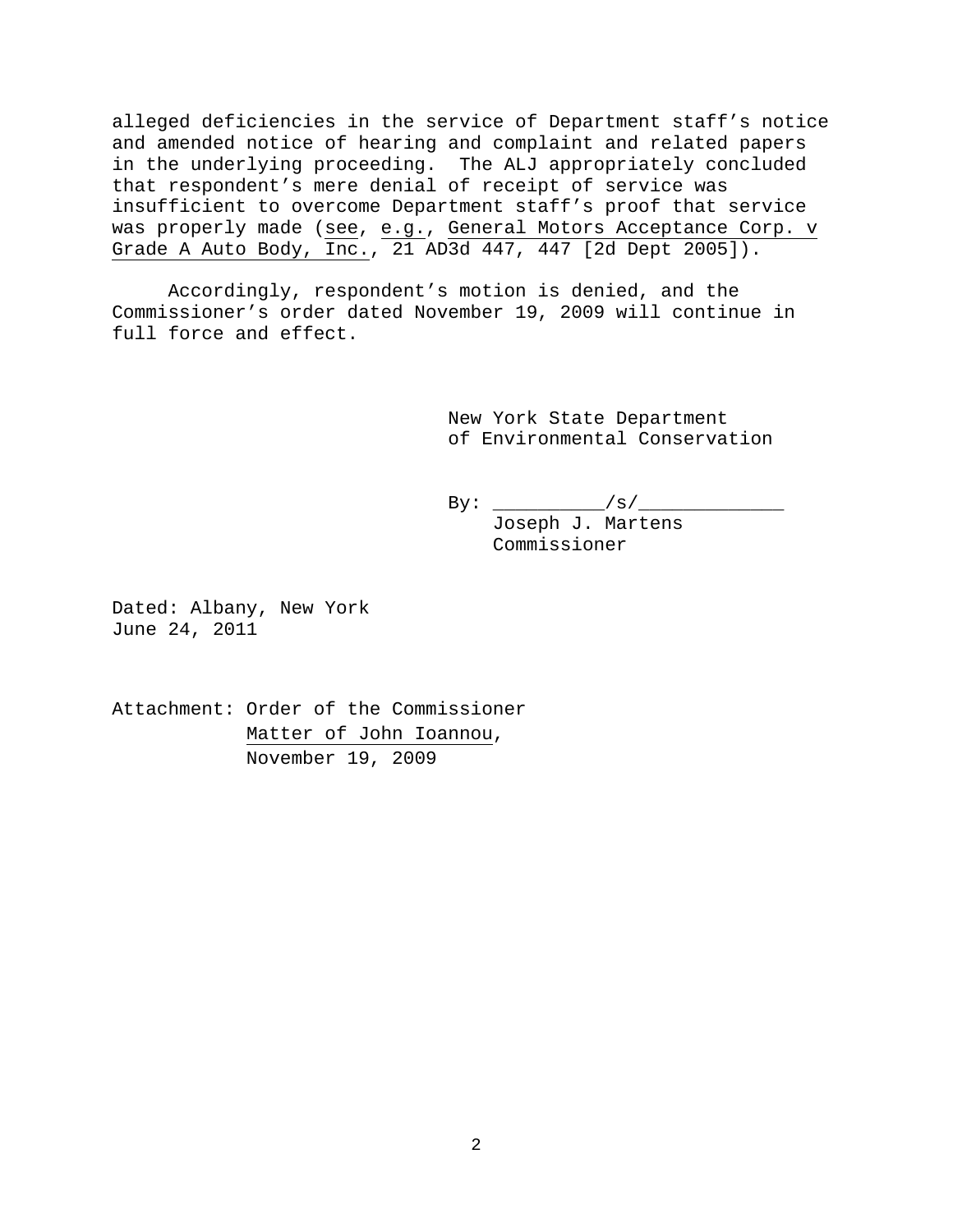alleged deficiencies in the service of Department staff's notice and amended notice of hearing and complaint and related papers in the underlying proceeding. The ALJ appropriately concluded that respondent's mere denial of receipt of service was insufficient to overcome Department staff's proof that service was properly made (see, e.g., General Motors Acceptance Corp. v Grade A Auto Body, Inc., 21 AD3d 447, 447 [2d Dept 2005]).

Accordingly, respondent's motion is denied, and the Commissioner's order dated November 19, 2009 will continue in full force and effect.

New York State Department
of Environmental Conservation

By: __________/s/_____________
Joseph J. Martens
Commissioner

Dated: Albany, New York
June 24, 2011

Attachment: Order of the Commissioner
Matter of John Ioannou,
November 19, 2009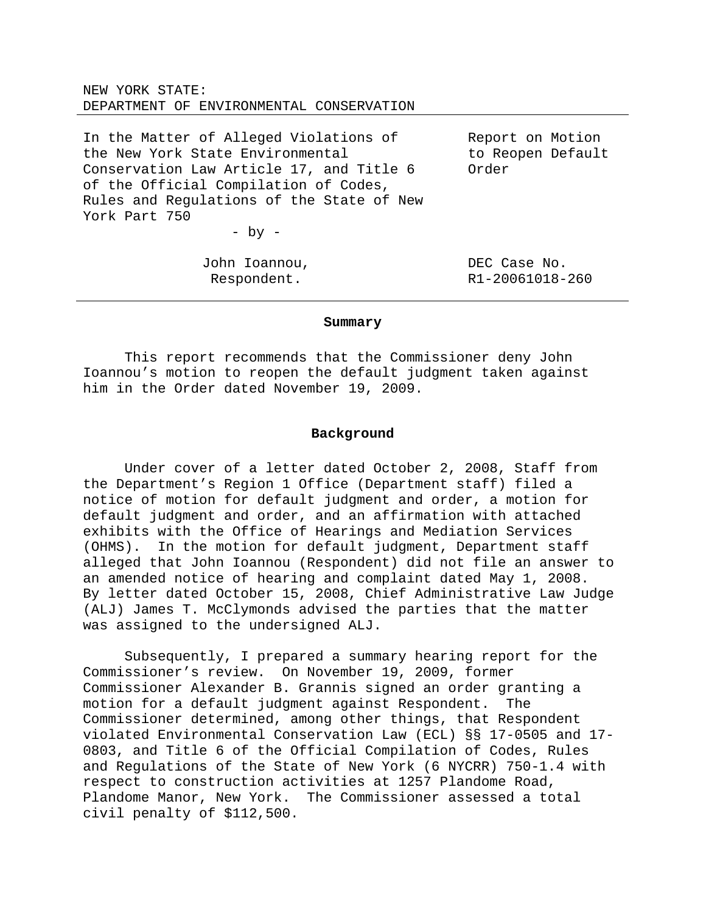NEW YORK STATE:
DEPARTMENT OF ENVIRONMENTAL CONSERVATION

| | |
|---|---|
| In the Matter of Alleged Violations of the New York State Environmental Conservation Law Article 17, and Title 6 of the Official Compilation of Codes, Rules and Regulations of the State of New York Part 750 | Report on Motion to Reopen Default Order |
| - by - | |
| John Ioannou, Respondent. | DEC Case No. R1-20061018-260 |

## Summary

This report recommends that the Commissioner deny John Ioannou's motion to reopen the default judgment taken against him in the Order dated November 19, 2009.

## Background

Under cover of a letter dated October 2, 2008, Staff from the Department's Region 1 Office (Department staff) filed a notice of motion for default judgment and order, a motion for default judgment and order, and an affirmation with attached exhibits with the Office of Hearings and Mediation Services (OHMS). In the motion for default judgment, Department staff alleged that John Ioannou (Respondent) did not file an answer to an amended notice of hearing and complaint dated May 1, 2008. By letter dated October 15, 2008, Chief Administrative Law Judge (ALJ) James T. McClymonds advised the parties that the matter was assigned to the undersigned ALJ.

Subsequently, I prepared a summary hearing report for the Commissioner's review. On November 19, 2009, former Commissioner Alexander B. Grannis signed an order granting a motion for a default judgment against Respondent. The Commissioner determined, among other things, that Respondent violated Environmental Conservation Law (ECL) §§ 17-0505 and 17-0803, and Title 6 of the Official Compilation of Codes, Rules and Regulations of the State of New York (6 NYCRR) 750-1.4 with respect to construction activities at 1257 Plandome Road, Plandome Manor, New York. The Commissioner assessed a total civil penalty of $112,500.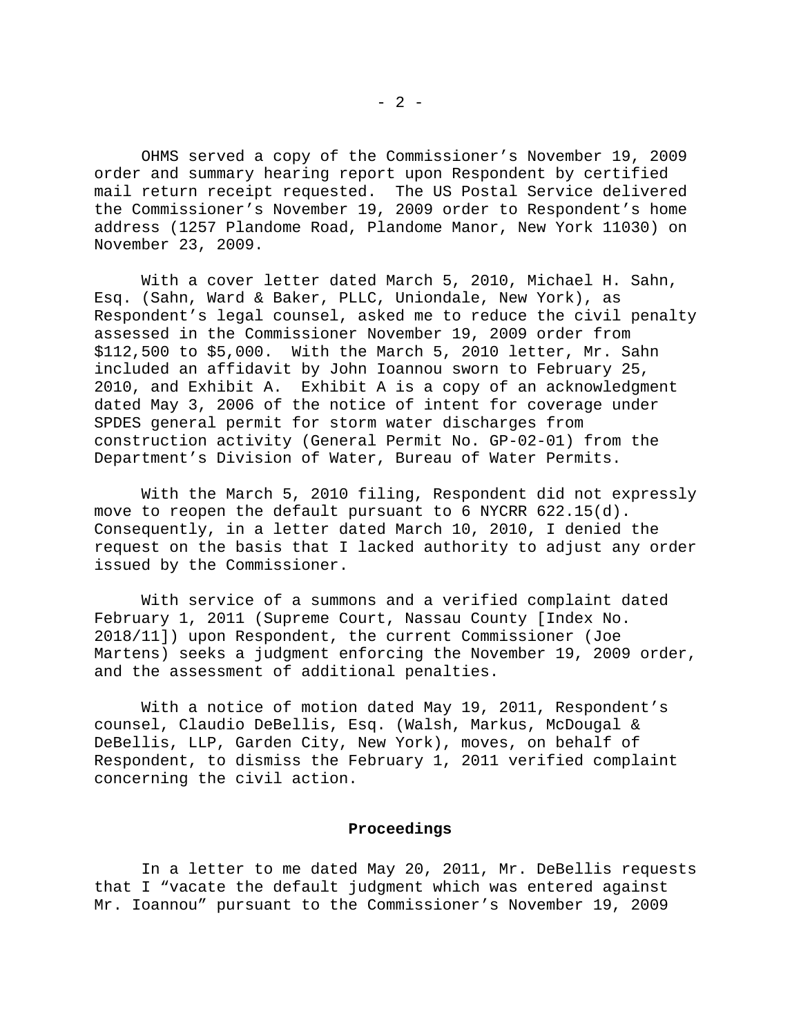OHMS served a copy of the Commissioner's November 19, 2009 order and summary hearing report upon Respondent by certified mail return receipt requested. The US Postal Service delivered the Commissioner's November 19, 2009 order to Respondent's home address (1257 Plandome Road, Plandome Manor, New York 11030) on November 23, 2009.

With a cover letter dated March 5, 2010, Michael H. Sahn, Esq. (Sahn, Ward & Baker, PLLC, Uniondale, New York), as Respondent's legal counsel, asked me to reduce the civil penalty assessed in the Commissioner November 19, 2009 order from $112,500 to $5,000. With the March 5, 2010 letter, Mr. Sahn included an affidavit by John Ioannou sworn to February 25, 2010, and Exhibit A. Exhibit A is a copy of an acknowledgment dated May 3, 2006 of the notice of intent for coverage under SPDES general permit for storm water discharges from construction activity (General Permit No. GP-02-01) from the Department's Division of Water, Bureau of Water Permits.

With the March 5, 2010 filing, Respondent did not expressly move to reopen the default pursuant to 6 NYCRR 622.15(d). Consequently, in a letter dated March 10, 2010, I denied the request on the basis that I lacked authority to adjust any order issued by the Commissioner.

With service of a summons and a verified complaint dated February 1, 2011 (Supreme Court, Nassau County [Index No. 2018/11]) upon Respondent, the current Commissioner (Joe Martens) seeks a judgment enforcing the November 19, 2009 order, and the assessment of additional penalties.

With a notice of motion dated May 19, 2011, Respondent's counsel, Claudio DeBellis, Esq. (Walsh, Markus, McDougal & DeBellis, LLP, Garden City, New York), moves, on behalf of Respondent, to dismiss the February 1, 2011 verified complaint concerning the civil action.

## Proceedings

In a letter to me dated May 20, 2011, Mr. DeBellis requests that I "vacate the default judgment which was entered against Mr. Ioannou" pursuant to the Commissioner's November 19, 2009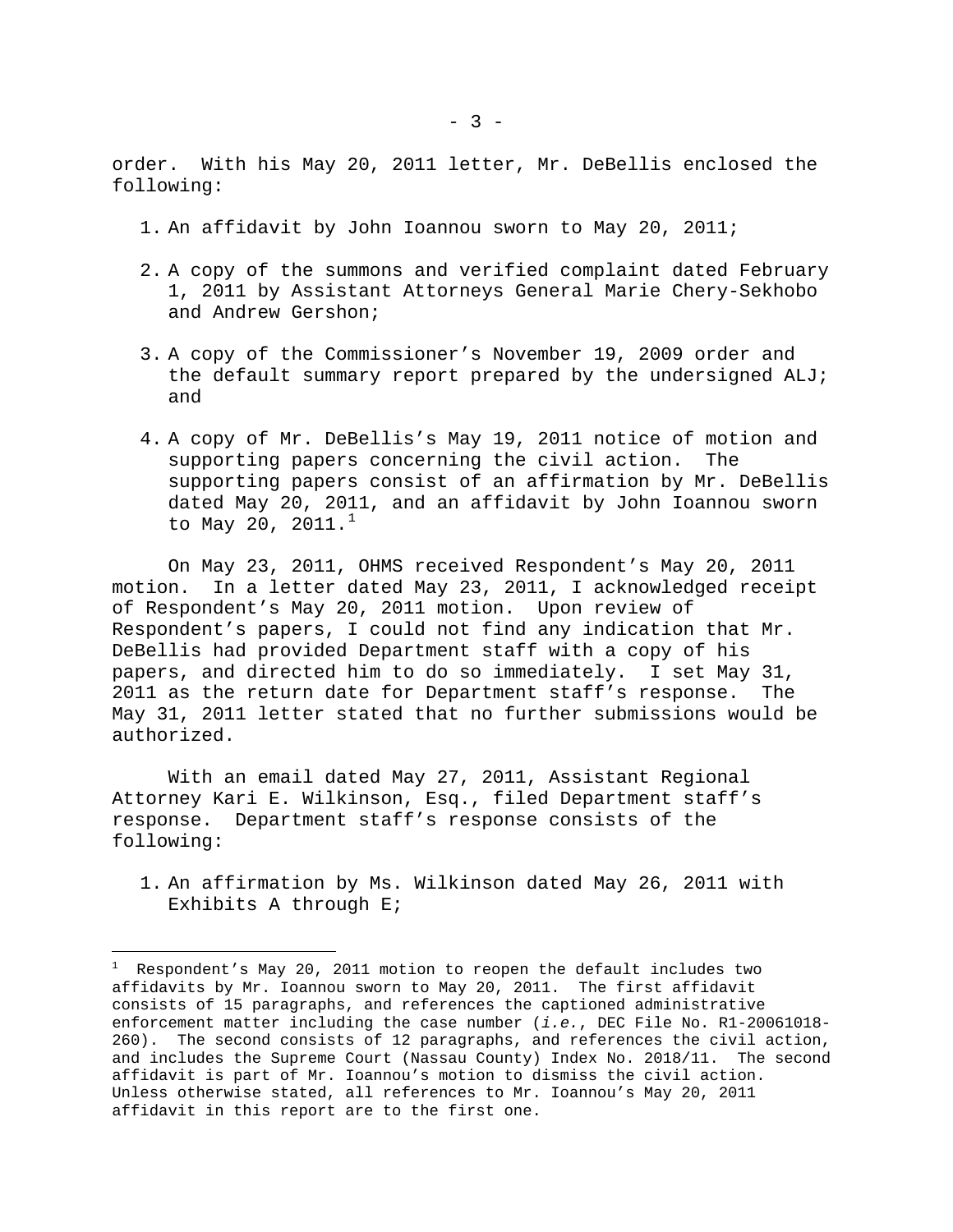order. With his May 20, 2011 letter, Mr. DeBellis enclosed the following:

1. An affidavit by John Ioannou sworn to May 20, 2011;
2. A copy of the summons and verified complaint dated February 1, 2011 by Assistant Attorneys General Marie Chery-Sekhobo and Andrew Gershon;
3. A copy of the Commissioner's November 19, 2009 order and the default summary report prepared by the undersigned ALJ; and
4. A copy of Mr. DeBellis's May 19, 2011 notice of motion and supporting papers concerning the civil action. The supporting papers consist of an affirmation by Mr. DeBellis dated May 20, 2011, and an affidavit by John Ioannou sworn to May 20, 2011.[1]

On May 23, 2011, OHMS received Respondent's May 20, 2011 motion. In a letter dated May 23, 2011, I acknowledged receipt of Respondent's May 20, 2011 motion. Upon review of Respondent's papers, I could not find any indication that Mr. DeBellis had provided Department staff with a copy of his papers, and directed him to do so immediately. I set May 31, 2011 as the return date for Department staff's response. The May 31, 2011 letter stated that no further submissions would be authorized.

With an email dated May 27, 2011, Assistant Regional Attorney Kari E. Wilkinson, Esq., filed Department staff's response. Department staff's response consists of the following:

1. An affirmation by Ms. Wilkinson dated May 26, 2011 with Exhibits A through E;

---

[1] Respondent's May 20, 2011 motion to reopen the default includes two affidavits by Mr. Ioannou sworn to May 20, 2011. The first affidavit consists of 15 paragraphs, and references the captioned administrative enforcement matter including the case number (*i.e.*, DEC File No. R1-20061018-260). The second consists of 12 paragraphs, and references the civil action, and includes the Supreme Court (Nassau County) Index No. 2018/11. The second affidavit is part of Mr. Ioannou's motion to dismiss the civil action. Unless otherwise stated, all references to Mr. Ioannou's May 20, 2011 affidavit in this report are to the first one.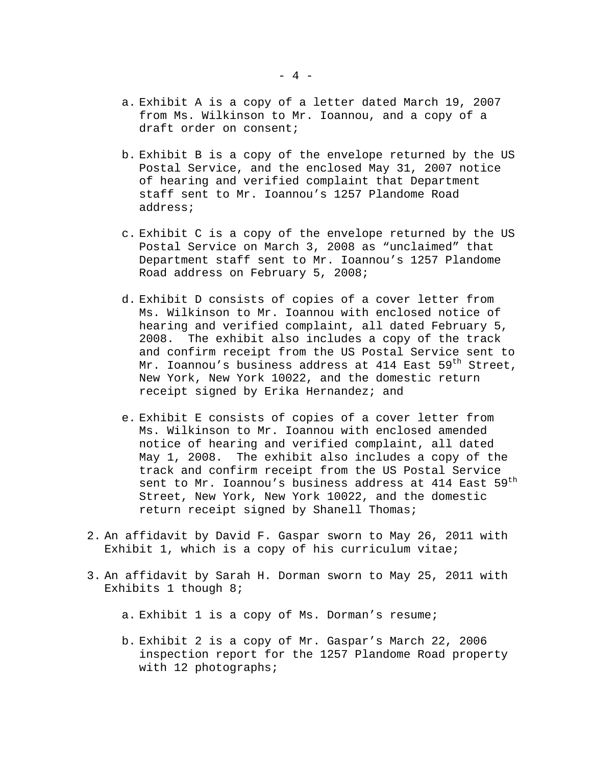a. Exhibit A is a copy of a letter dated March 19, 2007 from Ms. Wilkinson to Mr. Ioannou, and a copy of a draft order on consent;

b. Exhibit B is a copy of the envelope returned by the US Postal Service, and the enclosed May 31, 2007 notice of hearing and verified complaint that Department staff sent to Mr. Ioannou's 1257 Plandome Road address;

c. Exhibit C is a copy of the envelope returned by the US Postal Service on March 3, 2008 as "unclaimed" that Department staff sent to Mr. Ioannou's 1257 Plandome Road address on February 5, 2008;

d. Exhibit D consists of copies of a cover letter from Ms. Wilkinson to Mr. Ioannou with enclosed notice of hearing and verified complaint, all dated February 5, 2008. The exhibit also includes a copy of the track and confirm receipt from the US Postal Service sent to Mr. Ioannou's business address at 414 East 59th Street, New York, New York 10022, and the domestic return receipt signed by Erika Hernandez; and

e. Exhibit E consists of copies of a cover letter from Ms. Wilkinson to Mr. Ioannou with enclosed amended notice of hearing and verified complaint, all dated May 1, 2008. The exhibit also includes a copy of the track and confirm receipt from the US Postal Service sent to Mr. Ioannou's business address at 414 East 59th Street, New York, New York 10022, and the domestic return receipt signed by Shanell Thomas;

2. An affidavit by David F. Gaspar sworn to May 26, 2011 with Exhibit 1, which is a copy of his curriculum vitae;

3. An affidavit by Sarah H. Dorman sworn to May 25, 2011 with Exhibits 1 though 8;

   a. Exhibit 1 is a copy of Ms. Dorman's resume;

   b. Exhibit 2 is a copy of Mr. Gaspar's March 22, 2006 inspection report for the 1257 Plandome Road property with 12 photographs;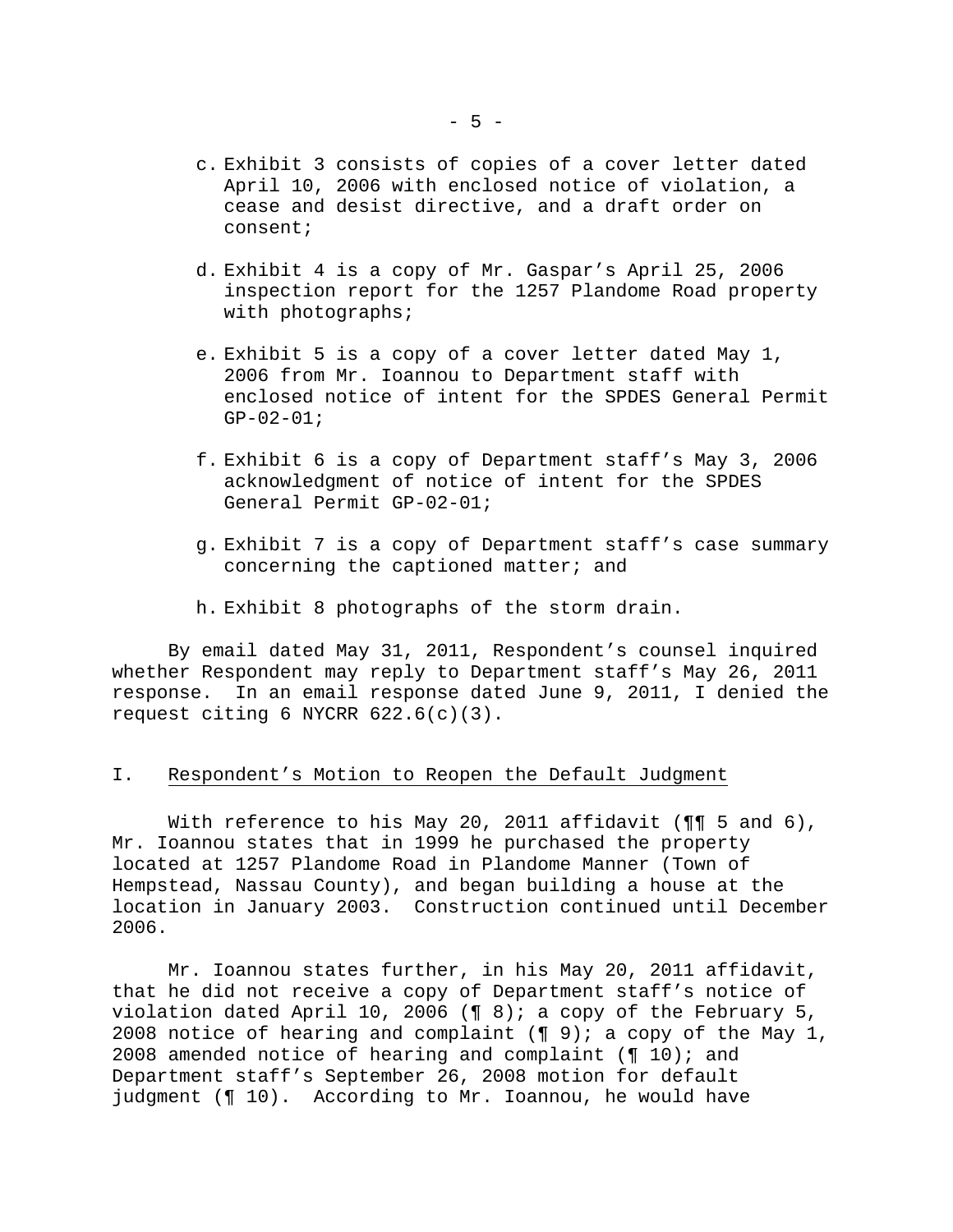c. Exhibit 3 consists of copies of a cover letter dated April 10, 2006 with enclosed notice of violation, a cease and desist directive, and a draft order on consent;

d. Exhibit 4 is a copy of Mr. Gaspar's April 25, 2006 inspection report for the 1257 Plandome Road property with photographs;

e. Exhibit 5 is a copy of a cover letter dated May 1, 2006 from Mr. Ioannou to Department staff with enclosed notice of intent for the SPDES General Permit GP-02-01;

f. Exhibit 6 is a copy of Department staff's May 3, 2006 acknowledgment of notice of intent for the SPDES General Permit GP-02-01;

g. Exhibit 7 is a copy of Department staff's case summary concerning the captioned matter; and

h. Exhibit 8 photographs of the storm drain.

By email dated May 31, 2011, Respondent's counsel inquired whether Respondent may reply to Department staff's May 26, 2011 response. In an email response dated June 9, 2011, I denied the request citing 6 NYCRR 622.6(c)(3).

## I. Respondent's Motion to Reopen the Default Judgment

With reference to his May 20, 2011 affidavit (¶¶ 5 and 6), Mr. Ioannou states that in 1999 he purchased the property located at 1257 Plandome Road in Plandome Manner (Town of Hempstead, Nassau County), and began building a house at the location in January 2003. Construction continued until December 2006.

Mr. Ioannou states further, in his May 20, 2011 affidavit, that he did not receive a copy of Department staff's notice of violation dated April 10, 2006 (¶ 8); a copy of the February 5, 2008 notice of hearing and complaint (¶ 9); a copy of the May 1, 2008 amended notice of hearing and complaint (¶ 10); and Department staff's September 26, 2008 motion for default judgment (¶ 10). According to Mr. Ioannou, he would have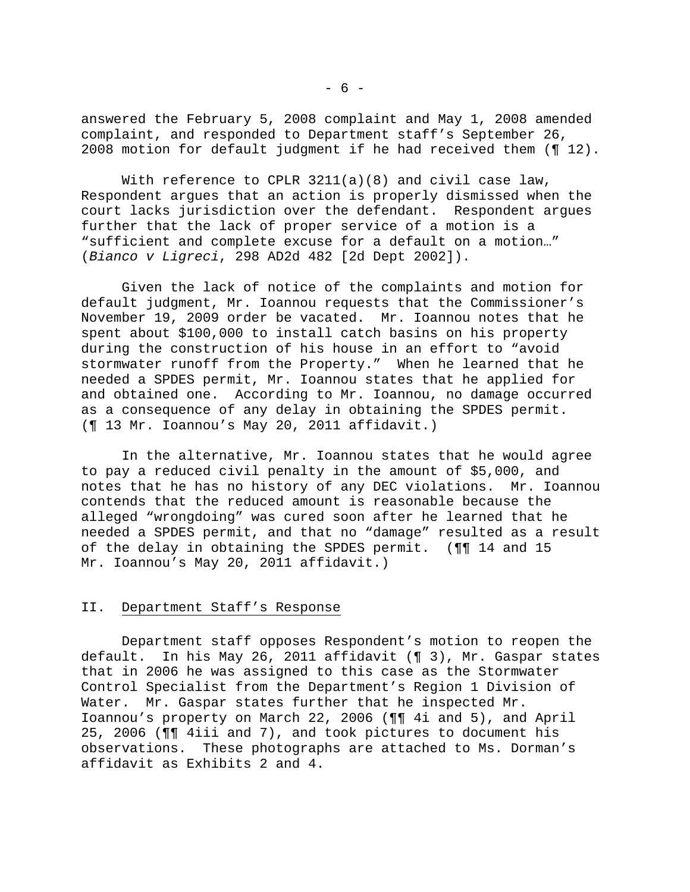answered the February 5, 2008 complaint and May 1, 2008 amended complaint, and responded to Department staff's September 26, 2008 motion for default judgment if he had received them (¶ 12).

With reference to CPLR 3211(a)(8) and civil case law, Respondent argues that an action is properly dismissed when the court lacks jurisdiction over the defendant. Respondent argues further that the lack of proper service of a motion is a "sufficient and complete excuse for a default on a motion…" (*Bianco v Ligreci*, 298 AD2d 482 [2d Dept 2002]).

Given the lack of notice of the complaints and motion for default judgment, Mr. Ioannou requests that the Commissioner's November 19, 2009 order be vacated. Mr. Ioannou notes that he spent about $100,000 to install catch basins on his property during the construction of his house in an effort to "avoid stormwater runoff from the Property." When he learned that he needed a SPDES permit, Mr. Ioannou states that he applied for and obtained one. According to Mr. Ioannou, no damage occurred as a consequence of any delay in obtaining the SPDES permit. (¶ 13 Mr. Ioannou's May 20, 2011 affidavit.)

In the alternative, Mr. Ioannou states that he would agree to pay a reduced civil penalty in the amount of $5,000, and notes that he has no history of any DEC violations. Mr. Ioannou contends that the reduced amount is reasonable because the alleged "wrongdoing" was cured soon after he learned that he needed a SPDES permit, and that no "damage" resulted as a result of the delay in obtaining the SPDES permit. (¶¶ 14 and 15 Mr. Ioannou's May 20, 2011 affidavit.)

## II. Department Staff's Response

Department staff opposes Respondent's motion to reopen the default. In his May 26, 2011 affidavit (¶ 3), Mr. Gaspar states that in 2006 he was assigned to this case as the Stormwater Control Specialist from the Department's Region 1 Division of Water. Mr. Gaspar states further that he inspected Mr. Ioannou's property on March 22, 2006 (¶¶ 4i and 5), and April 25, 2006 (¶¶ 4iii and 7), and took pictures to document his observations. These photographs are attached to Ms. Dorman's affidavit as Exhibits 2 and 4.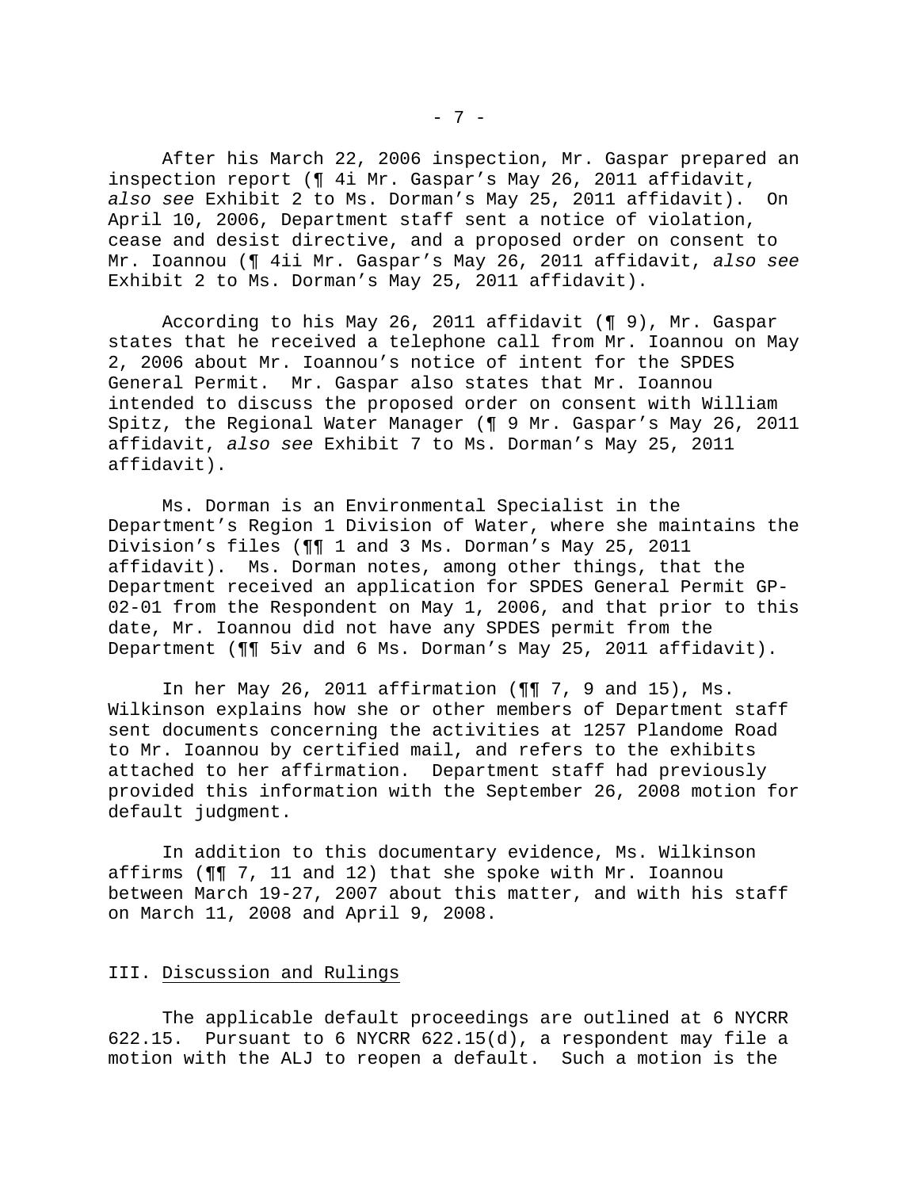After his March 22, 2006 inspection, Mr. Gaspar prepared an inspection report (¶ 4i Mr. Gaspar's May 26, 2011 affidavit, *also see* Exhibit 2 to Ms. Dorman's May 25, 2011 affidavit). On April 10, 2006, Department staff sent a notice of violation, cease and desist directive, and a proposed order on consent to Mr. Ioannou (¶ 4ii Mr. Gaspar's May 26, 2011 affidavit, *also see* Exhibit 2 to Ms. Dorman's May 25, 2011 affidavit).

According to his May 26, 2011 affidavit (¶ 9), Mr. Gaspar states that he received a telephone call from Mr. Ioannou on May 2, 2006 about Mr. Ioannou's notice of intent for the SPDES General Permit. Mr. Gaspar also states that Mr. Ioannou intended to discuss the proposed order on consent with William Spitz, the Regional Water Manager (¶ 9 Mr. Gaspar's May 26, 2011 affidavit, *also see* Exhibit 7 to Ms. Dorman's May 25, 2011 affidavit).

Ms. Dorman is an Environmental Specialist in the Department's Region 1 Division of Water, where she maintains the Division's files (¶¶ 1 and 3 Ms. Dorman's May 25, 2011 affidavit). Ms. Dorman notes, among other things, that the Department received an application for SPDES General Permit GP-02-01 from the Respondent on May 1, 2006, and that prior to this date, Mr. Ioannou did not have any SPDES permit from the Department (¶¶ 5iv and 6 Ms. Dorman's May 25, 2011 affidavit).

In her May 26, 2011 affirmation (¶¶ 7, 9 and 15), Ms. Wilkinson explains how she or other members of Department staff sent documents concerning the activities at 1257 Plandome Road to Mr. Ioannou by certified mail, and refers to the exhibits attached to her affirmation. Department staff had previously provided this information with the September 26, 2008 motion for default judgment.

In addition to this documentary evidence, Ms. Wilkinson affirms (¶¶ 7, 11 and 12) that she spoke with Mr. Ioannou between March 19-27, 2007 about this matter, and with his staff on March 11, 2008 and April 9, 2008.

## III. Discussion and Rulings

The applicable default proceedings are outlined at 6 NYCRR 622.15. Pursuant to 6 NYCRR 622.15(d), a respondent may file a motion with the ALJ to reopen a default. Such a motion is the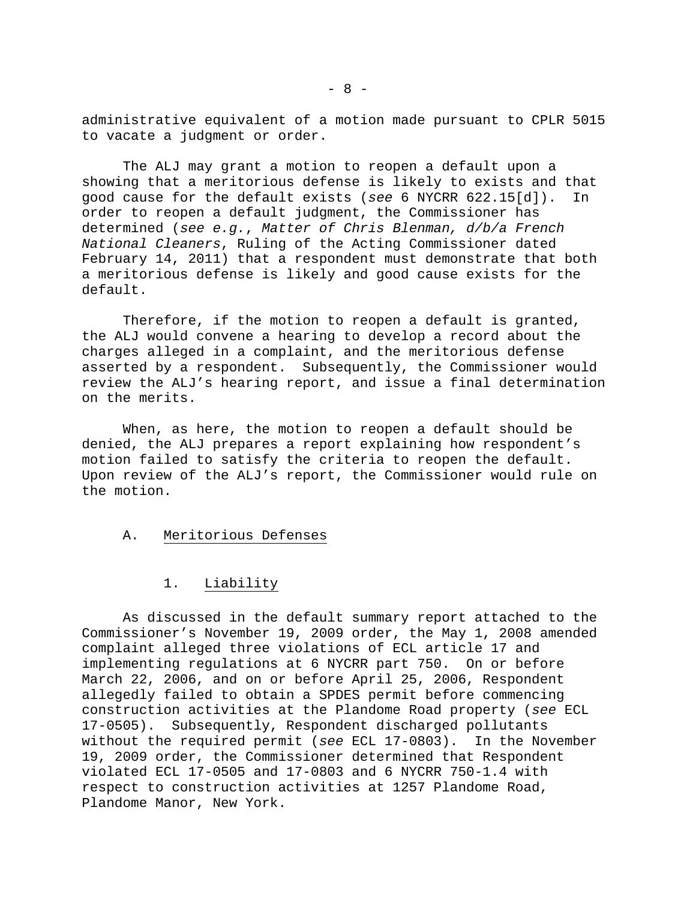administrative equivalent of a motion made pursuant to CPLR 5015 to vacate a judgment or order.

The ALJ may grant a motion to reopen a default upon a showing that a meritorious defense is likely to exists and that good cause for the default exists (*see* 6 NYCRR 622.15[d]). In order to reopen a default judgment, the Commissioner has determined (*see e.g.*, *Matter of Chris Blenman, d/b/a French National Cleaners*, Ruling of the Acting Commissioner dated February 14, 2011) that a respondent must demonstrate that both a meritorious defense is likely and good cause exists for the default.

Therefore, if the motion to reopen a default is granted, the ALJ would convene a hearing to develop a record about the charges alleged in a complaint, and the meritorious defense asserted by a respondent. Subsequently, the Commissioner would review the ALJ's hearing report, and issue a final determination on the merits.

When, as here, the motion to reopen a default should be denied, the ALJ prepares a report explaining how respondent's motion failed to satisfy the criteria to reopen the default. Upon review of the ALJ's report, the Commissioner would rule on the motion.

## A. Meritorious Defenses

### 1. Liability

As discussed in the default summary report attached to the Commissioner's November 19, 2009 order, the May 1, 2008 amended complaint alleged three violations of ECL article 17 and implementing regulations at 6 NYCRR part 750. On or before March 22, 2006, and on or before April 25, 2006, Respondent allegedly failed to obtain a SPDES permit before commencing construction activities at the Plandome Road property (*see* ECL 17-0505). Subsequently, Respondent discharged pollutants without the required permit (*see* ECL 17-0803). In the November 19, 2009 order, the Commissioner determined that Respondent violated ECL 17-0505 and 17-0803 and 6 NYCRR 750-1.4 with respect to construction activities at 1257 Plandome Road, Plandome Manor, New York.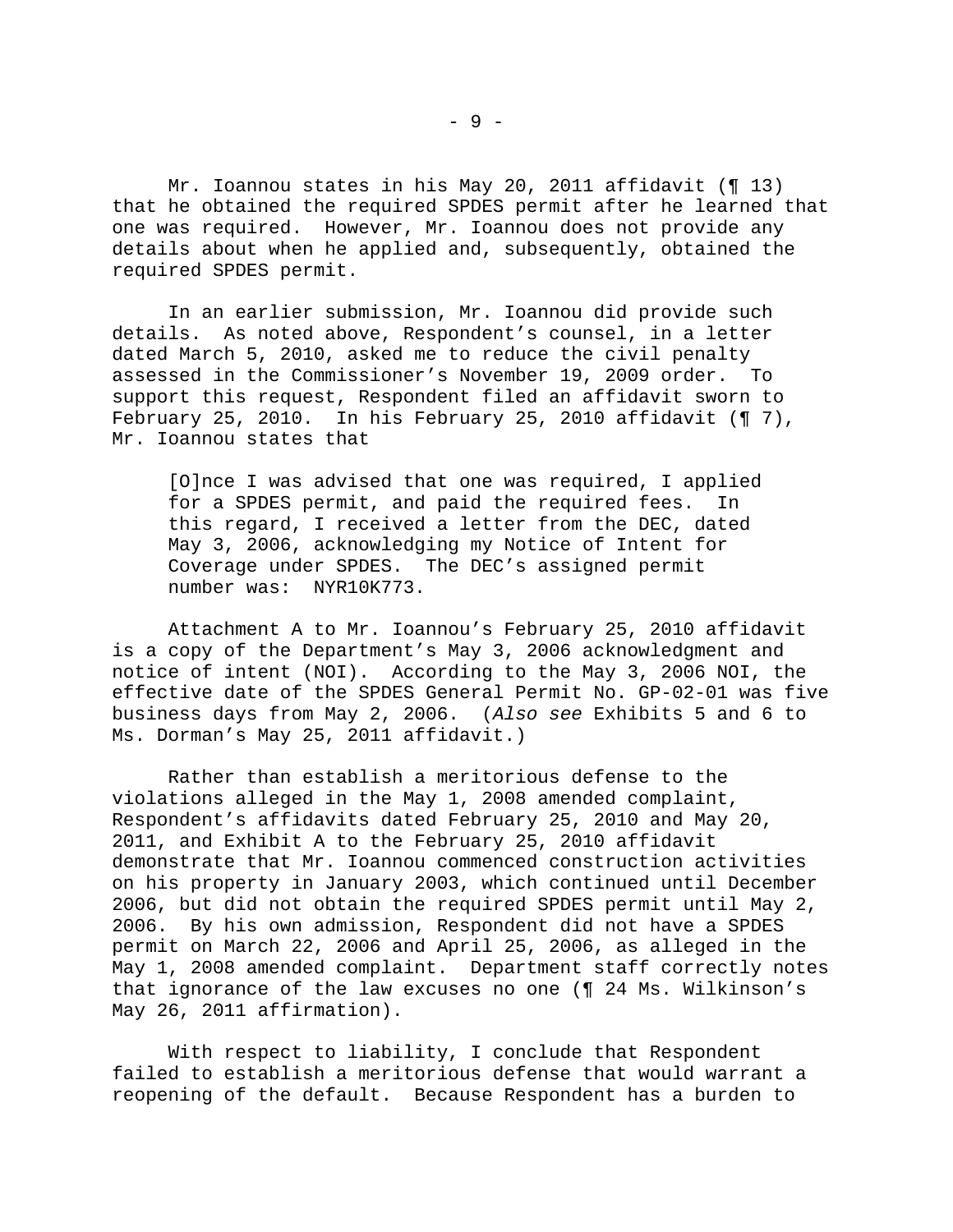Mr. Ioannou states in his May 20, 2011 affidavit (¶ 13) that he obtained the required SPDES permit after he learned that one was required. However, Mr. Ioannou does not provide any details about when he applied and, subsequently, obtained the required SPDES permit.

In an earlier submission, Mr. Ioannou did provide such details. As noted above, Respondent's counsel, in a letter dated March 5, 2010, asked me to reduce the civil penalty assessed in the Commissioner's November 19, 2009 order. To support this request, Respondent filed an affidavit sworn to February 25, 2010. In his February 25, 2010 affidavit (¶ 7), Mr. Ioannou states that

> [O]nce I was advised that one was required, I applied for a SPDES permit, and paid the required fees. In this regard, I received a letter from the DEC, dated May 3, 2006, acknowledging my Notice of Intent for Coverage under SPDES. The DEC's assigned permit number was: NYR10K773.

Attachment A to Mr. Ioannou's February 25, 2010 affidavit is a copy of the Department's May 3, 2006 acknowledgment and notice of intent (NOI). According to the May 3, 2006 NOI, the effective date of the SPDES General Permit No. GP-02-01 was five business days from May 2, 2006. (*Also see* Exhibits 5 and 6 to Ms. Dorman's May 25, 2011 affidavit.)

Rather than establish a meritorious defense to the violations alleged in the May 1, 2008 amended complaint, Respondent's affidavits dated February 25, 2010 and May 20, 2011, and Exhibit A to the February 25, 2010 affidavit demonstrate that Mr. Ioannou commenced construction activities on his property in January 2003, which continued until December 2006, but did not obtain the required SPDES permit until May 2, 2006. By his own admission, Respondent did not have a SPDES permit on March 22, 2006 and April 25, 2006, as alleged in the May 1, 2008 amended complaint. Department staff correctly notes that ignorance of the law excuses no one (¶ 24 Ms. Wilkinson's May 26, 2011 affirmation).

With respect to liability, I conclude that Respondent failed to establish a meritorious defense that would warrant a reopening of the default. Because Respondent has a burden to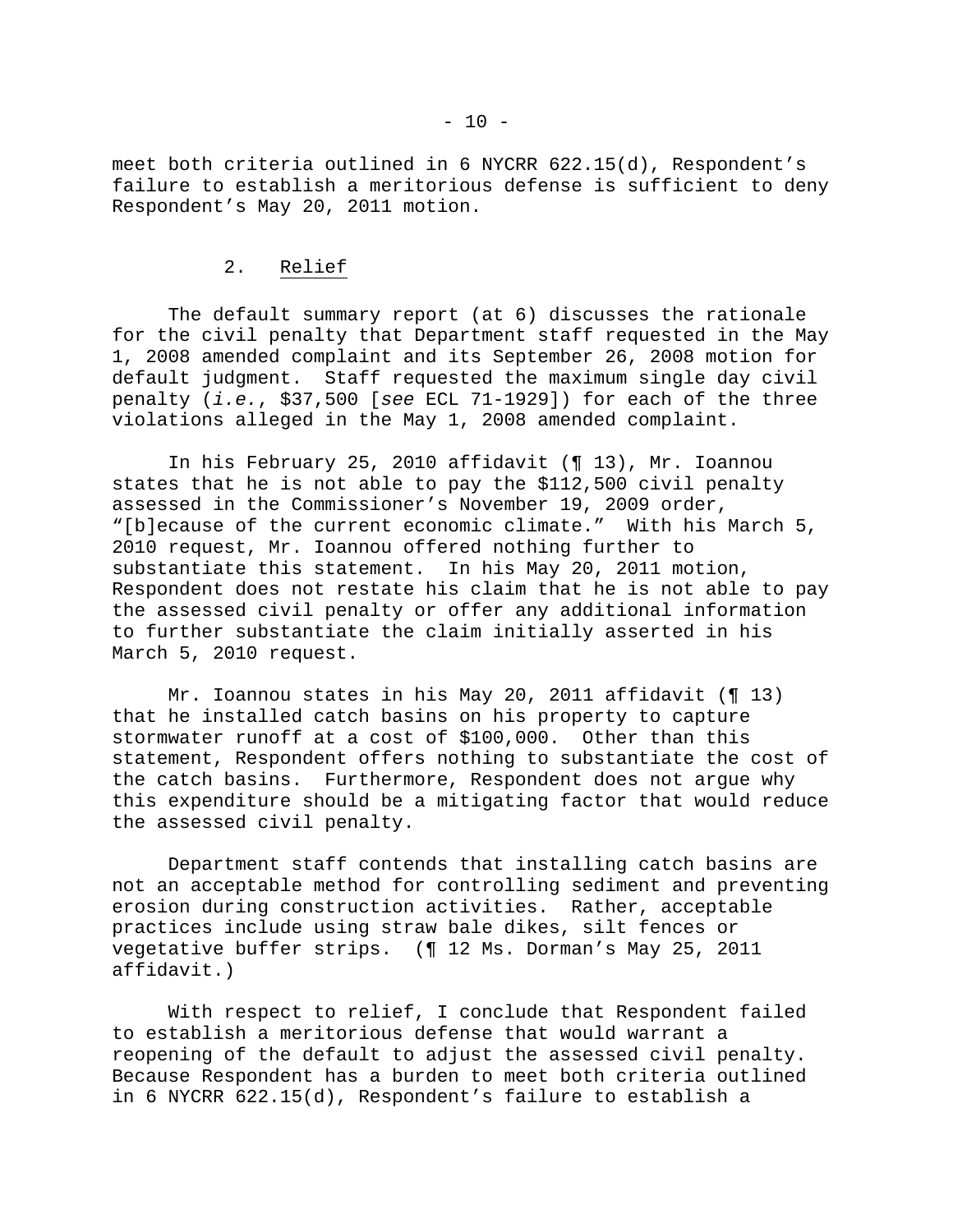meet both criteria outlined in 6 NYCRR 622.15(d), Respondent's failure to establish a meritorious defense is sufficient to deny Respondent's May 20, 2011 motion.

### 2. Relief

The default summary report (at 6) discusses the rationale for the civil penalty that Department staff requested in the May 1, 2008 amended complaint and its September 26, 2008 motion for default judgment. Staff requested the maximum single day civil penalty (*i.e.*, $37,500 [*see* ECL 71-1929]) for each of the three violations alleged in the May 1, 2008 amended complaint.

In his February 25, 2010 affidavit (¶ 13), Mr. Ioannou states that he is not able to pay the $112,500 civil penalty assessed in the Commissioner's November 19, 2009 order, "[b]ecause of the current economic climate." With his March 5, 2010 request, Mr. Ioannou offered nothing further to substantiate this statement. In his May 20, 2011 motion, Respondent does not restate his claim that he is not able to pay the assessed civil penalty or offer any additional information to further substantiate the claim initially asserted in his March 5, 2010 request.

Mr. Ioannou states in his May 20, 2011 affidavit (¶ 13) that he installed catch basins on his property to capture stormwater runoff at a cost of $100,000. Other than this statement, Respondent offers nothing to substantiate the cost of the catch basins. Furthermore, Respondent does not argue why this expenditure should be a mitigating factor that would reduce the assessed civil penalty.

Department staff contends that installing catch basins are not an acceptable method for controlling sediment and preventing erosion during construction activities. Rather, acceptable practices include using straw bale dikes, silt fences or vegetative buffer strips. (¶ 12 Ms. Dorman's May 25, 2011 affidavit.)

With respect to relief, I conclude that Respondent failed to establish a meritorious defense that would warrant a reopening of the default to adjust the assessed civil penalty. Because Respondent has a burden to meet both criteria outlined in 6 NYCRR 622.15(d), Respondent's failure to establish a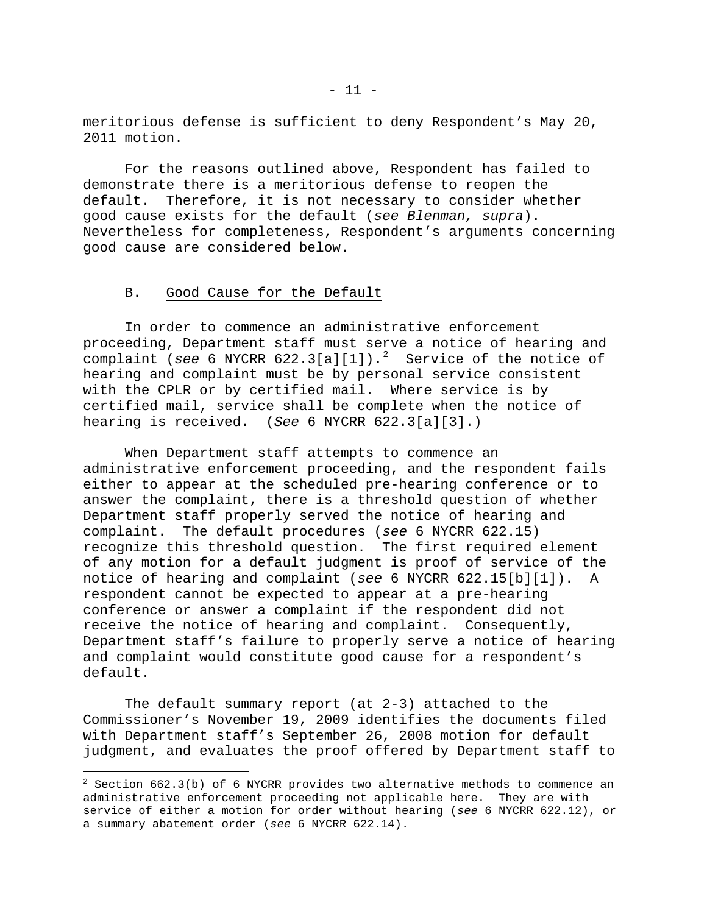meritorious defense is sufficient to deny Respondent's May 20, 2011 motion.

For the reasons outlined above, Respondent has failed to demonstrate there is a meritorious defense to reopen the default. Therefore, it is not necessary to consider whether good cause exists for the default (*see Blenman, supra*). Nevertheless for completeness, Respondent's arguments concerning good cause are considered below.

### B. Good Cause for the Default

In order to commence an administrative enforcement proceeding, Department staff must serve a notice of hearing and complaint (*see* 6 NYCRR 622.3[a][1]).[2] Service of the notice of hearing and complaint must be by personal service consistent with the CPLR or by certified mail. Where service is by certified mail, service shall be complete when the notice of hearing is received. (*See* 6 NYCRR 622.3[a][3].)

When Department staff attempts to commence an administrative enforcement proceeding, and the respondent fails either to appear at the scheduled pre-hearing conference or to answer the complaint, there is a threshold question of whether Department staff properly served the notice of hearing and complaint. The default procedures (*see* 6 NYCRR 622.15) recognize this threshold question. The first required element of any motion for a default judgment is proof of service of the notice of hearing and complaint (*see* 6 NYCRR 622.15[b][1]). A respondent cannot be expected to appear at a pre-hearing conference or answer a complaint if the respondent did not receive the notice of hearing and complaint. Consequently, Department staff's failure to properly serve a notice of hearing and complaint would constitute good cause for a respondent's default.

The default summary report (at 2-3) attached to the Commissioner's November 19, 2009 identifies the documents filed with Department staff's September 26, 2008 motion for default judgment, and evaluates the proof offered by Department staff to

---

[2] Section 662.3(b) of 6 NYCRR provides two alternative methods to commence an administrative enforcement proceeding not applicable here. They are with service of either a motion for order without hearing (*see* 6 NYCRR 622.12), or a summary abatement order (*see* 6 NYCRR 622.14).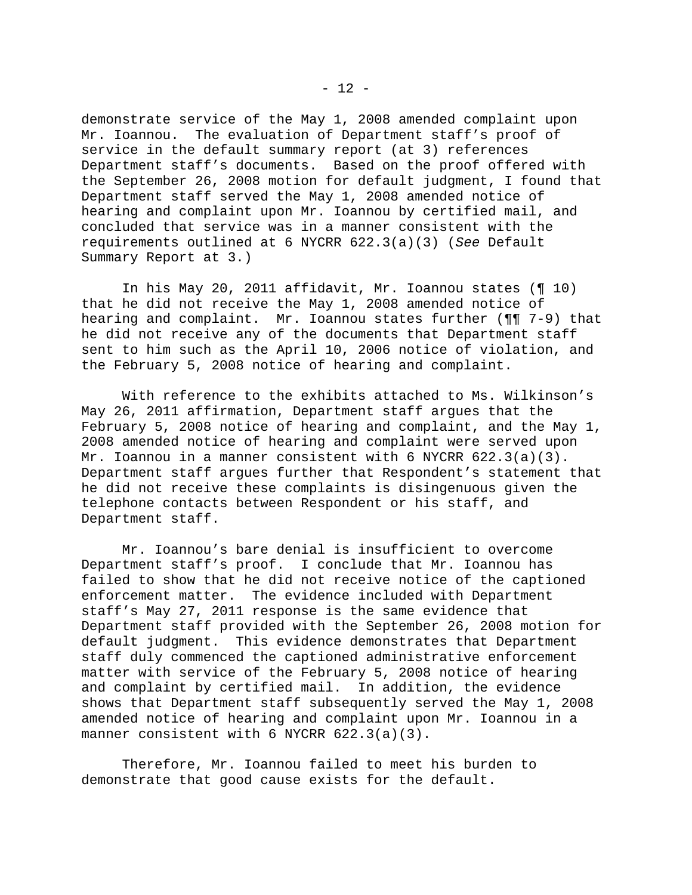demonstrate service of the May 1, 2008 amended complaint upon Mr. Ioannou. The evaluation of Department staff's proof of service in the default summary report (at 3) references Department staff's documents. Based on the proof offered with the September 26, 2008 motion for default judgment, I found that Department staff served the May 1, 2008 amended notice of hearing and complaint upon Mr. Ioannou by certified mail, and concluded that service was in a manner consistent with the requirements outlined at 6 NYCRR 622.3(a)(3) (*See* Default Summary Report at 3.)

In his May 20, 2011 affidavit, Mr. Ioannou states (¶ 10) that he did not receive the May 1, 2008 amended notice of hearing and complaint. Mr. Ioannou states further (¶¶ 7-9) that he did not receive any of the documents that Department staff sent to him such as the April 10, 2006 notice of violation, and the February 5, 2008 notice of hearing and complaint.

With reference to the exhibits attached to Ms. Wilkinson's May 26, 2011 affirmation, Department staff argues that the February 5, 2008 notice of hearing and complaint, and the May 1, 2008 amended notice of hearing and complaint were served upon Mr. Ioannou in a manner consistent with 6 NYCRR 622.3(a)(3). Department staff argues further that Respondent's statement that he did not receive these complaints is disingenuous given the telephone contacts between Respondent or his staff, and Department staff.

Mr. Ioannou's bare denial is insufficient to overcome Department staff's proof. I conclude that Mr. Ioannou has failed to show that he did not receive notice of the captioned enforcement matter. The evidence included with Department staff's May 27, 2011 response is the same evidence that Department staff provided with the September 26, 2008 motion for default judgment. This evidence demonstrates that Department staff duly commenced the captioned administrative enforcement matter with service of the February 5, 2008 notice of hearing and complaint by certified mail. In addition, the evidence shows that Department staff subsequently served the May 1, 2008 amended notice of hearing and complaint upon Mr. Ioannou in a manner consistent with 6 NYCRR 622.3(a)(3).

Therefore, Mr. Ioannou failed to meet his burden to demonstrate that good cause exists for the default.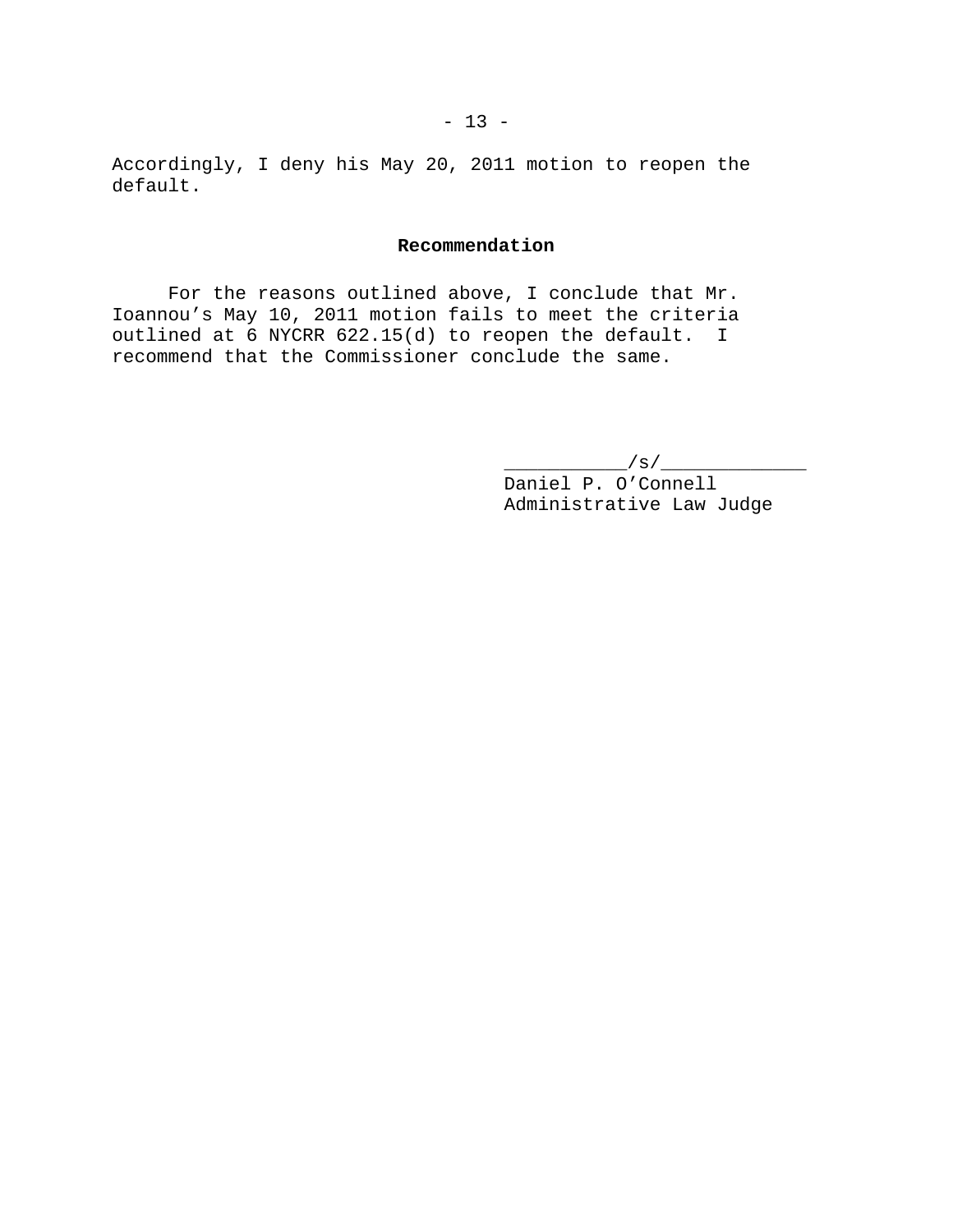Accordingly, I deny his May 20, 2011 motion to reopen the default.

## Recommendation

For the reasons outlined above, I conclude that Mr. Ioannou's May 10, 2011 motion fails to meet the criteria outlined at 6 NYCRR 622.15(d) to reopen the default. I recommend that the Commissioner conclude the same.

___________/s/_____________
Daniel P. O'Connell
Administrative Law Judge